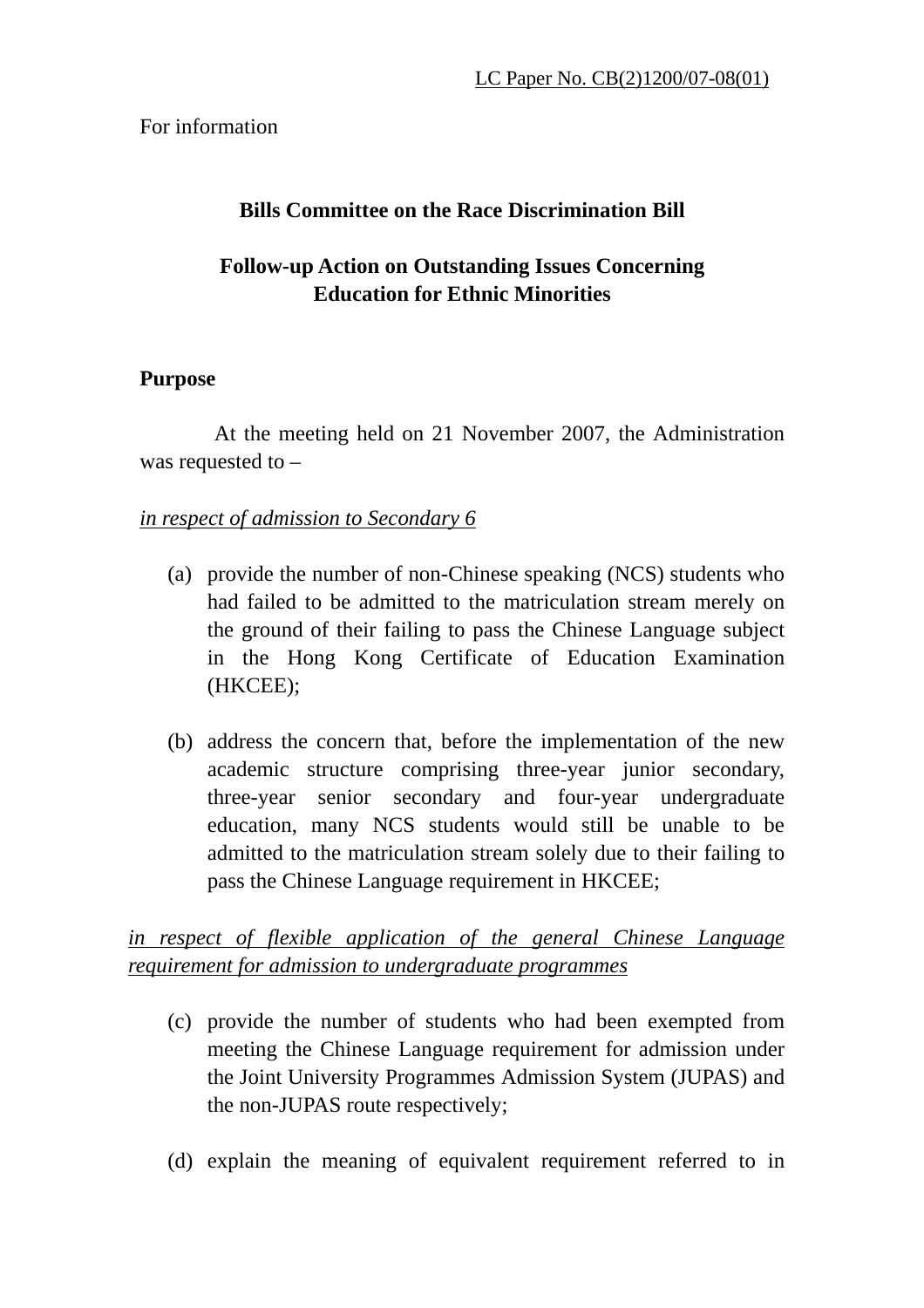LC Paper No. CB(2)1200/07-08(01)

For information

**Bills Committee on the Race Discrimination Bill**

**Follow-up Action on Outstanding Issues Concerning Education for Ethnic Minorities**

**Purpose**

At the meeting held on 21 November 2007, the Administration was requested to –

*in respect of admission to Secondary 6*

(a) provide the number of non-Chinese speaking (NCS) students who had failed to be admitted to the matriculation stream merely on the ground of their failing to pass the Chinese Language subject in the Hong Kong Certificate of Education Examination (HKCEE);

(b) address the concern that, before the implementation of the new academic structure comprising three-year junior secondary, three-year senior secondary and four-year undergraduate education, many NCS students would still be unable to be admitted to the matriculation stream solely due to their failing to pass the Chinese Language requirement in HKCEE;

*in respect of flexible application of the general Chinese Language requirement for admission to undergraduate programmes*

(c) provide the number of students who had been exempted from meeting the Chinese Language requirement for admission under the Joint University Programmes Admission System (JUPAS) and the non-JUPAS route respectively;

(d) explain the meaning of equivalent requirement referred to in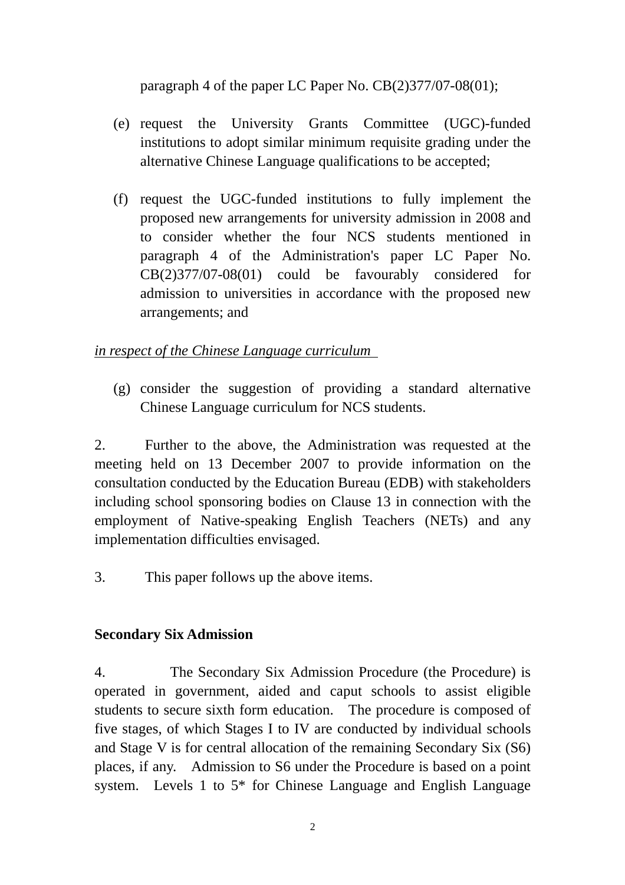paragraph 4 of the paper LC Paper No. CB(2)377/07-08(01);

(e) request the University Grants Committee (UGC)-funded institutions to adopt similar minimum requisite grading under the alternative Chinese Language qualifications to be accepted;

(f) request the UGC-funded institutions to fully implement the proposed new arrangements for university admission in 2008 and to consider whether the four NCS students mentioned in paragraph 4 of the Administration's paper LC Paper No. CB(2)377/07-08(01) could be favourably considered for admission to universities in accordance with the proposed new arrangements; and

*in respect of the Chinese Language curriculum*

(g) consider the suggestion of providing a standard alternative Chinese Language curriculum for NCS students.

2. Further to the above, the Administration was requested at the meeting held on 13 December 2007 to provide information on the consultation conducted by the Education Bureau (EDB) with stakeholders including school sponsoring bodies on Clause 13 in connection with the employment of Native-speaking English Teachers (NETs) and any implementation difficulties envisaged.

3. This paper follows up the above items.

**Secondary Six Admission**

4. The Secondary Six Admission Procedure (the Procedure) is operated in government, aided and caput schools to assist eligible students to secure sixth form education. The procedure is composed of five stages, of which Stages I to IV are conducted by individual schools and Stage V is for central allocation of the remaining Secondary Six (S6) places, if any. Admission to S6 under the Procedure is based on a point system. Levels 1 to 5* for Chinese Language and English Language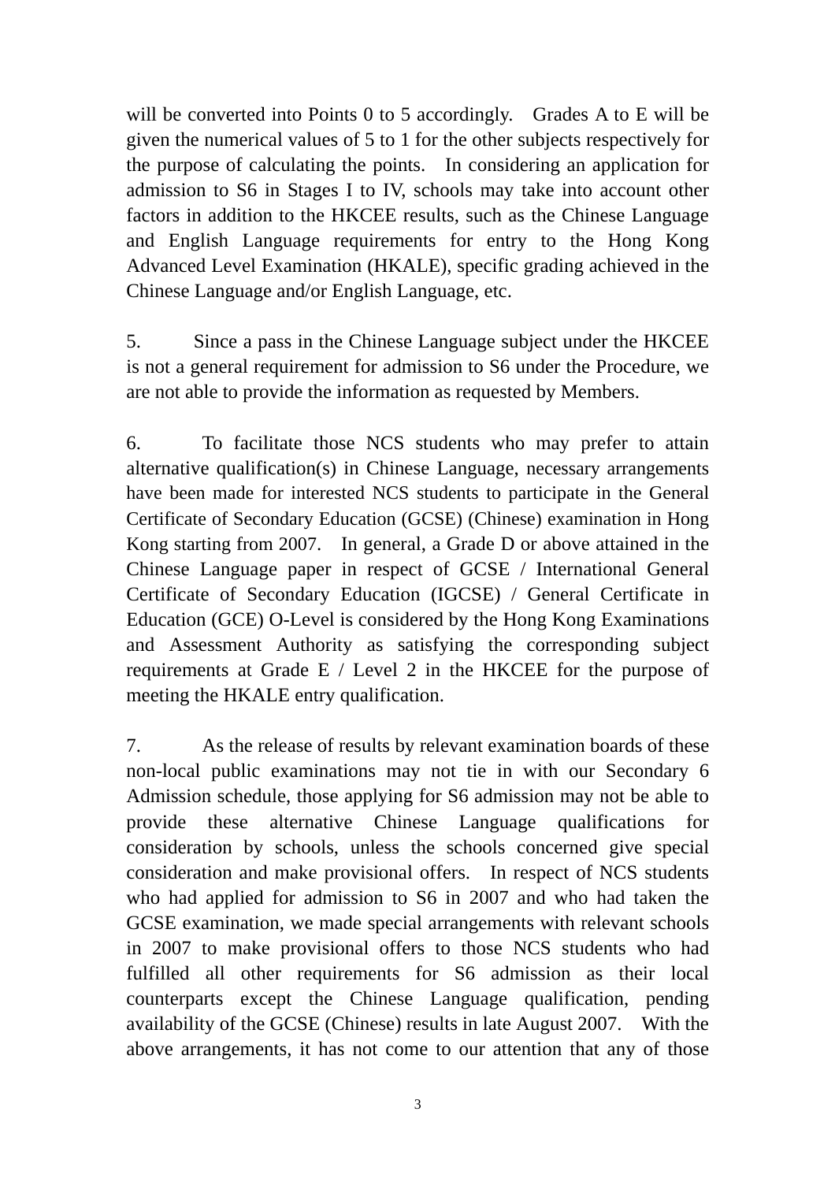will be converted into Points 0 to 5 accordingly. Grades A to E will be given the numerical values of 5 to 1 for the other subjects respectively for the purpose of calculating the points. In considering an application for admission to S6 in Stages I to IV, schools may take into account other factors in addition to the HKCEE results, such as the Chinese Language and English Language requirements for entry to the Hong Kong Advanced Level Examination (HKALE), specific grading achieved in the Chinese Language and/or English Language, etc.

5. Since a pass in the Chinese Language subject under the HKCEE is not a general requirement for admission to S6 under the Procedure, we are not able to provide the information as requested by Members.

6. To facilitate those NCS students who may prefer to attain alternative qualification(s) in Chinese Language, necessary arrangements have been made for interested NCS students to participate in the General Certificate of Secondary Education (GCSE) (Chinese) examination in Hong Kong starting from 2007. In general, a Grade D or above attained in the Chinese Language paper in respect of GCSE / International General Certificate of Secondary Education (IGCSE) / General Certificate in Education (GCE) O-Level is considered by the Hong Kong Examinations and Assessment Authority as satisfying the corresponding subject requirements at Grade E / Level 2 in the HKCEE for the purpose of meeting the HKALE entry qualification.

7. As the release of results by relevant examination boards of these non-local public examinations may not tie in with our Secondary 6 Admission schedule, those applying for S6 admission may not be able to provide these alternative Chinese Language qualifications for consideration by schools, unless the schools concerned give special consideration and make provisional offers. In respect of NCS students who had applied for admission to S6 in 2007 and who had taken the GCSE examination, we made special arrangements with relevant schools in 2007 to make provisional offers to those NCS students who had fulfilled all other requirements for S6 admission as their local counterparts except the Chinese Language qualification, pending availability of the GCSE (Chinese) results in late August 2007. With the above arrangements, it has not come to our attention that any of those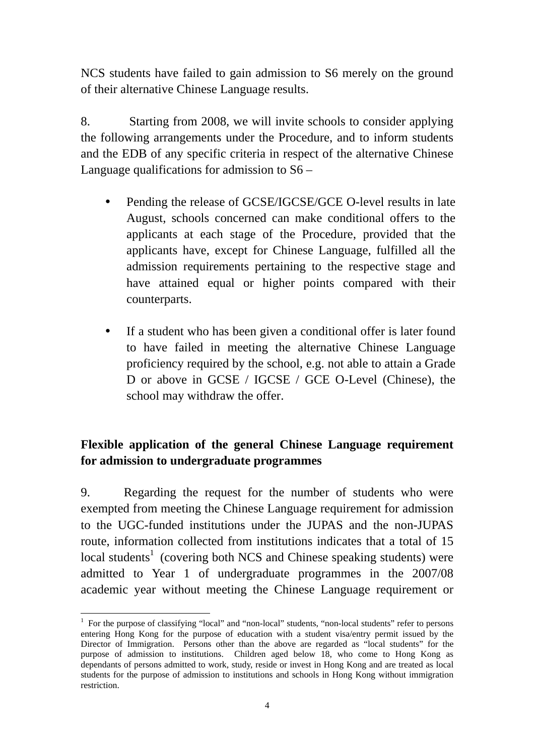NCS students have failed to gain admission to S6 merely on the ground of their alternative Chinese Language results.

8. Starting from 2008, we will invite schools to consider applying the following arrangements under the Procedure, and to inform students and the EDB of any specific criteria in respect of the alternative Chinese Language qualifications for admission to S6 –

- Pending the release of GCSE/IGCSE/GCE O-level results in late August, schools concerned can make conditional offers to the applicants at each stage of the Procedure, provided that the applicants have, except for Chinese Language, fulfilled all the admission requirements pertaining to the respective stage and have attained equal or higher points compared with their counterparts.

- If a student who has been given a conditional offer is later found to have failed in meeting the alternative Chinese Language proficiency required by the school, e.g. not able to attain a Grade D or above in GCSE / IGCSE / GCE O-Level (Chinese), the school may withdraw the offer.

**Flexible application of the general Chinese Language requirement for admission to undergraduate programmes**

9. Regarding the request for the number of students who were exempted from meeting the Chinese Language requirement for admission to the UGC-funded institutions under the JUPAS and the non-JUPAS route, information collected from institutions indicates that a total of 15 local students[1] (covering both NCS and Chinese speaking students) were admitted to Year 1 of undergraduate programmes in the 2007/08 academic year without meeting the Chinese Language requirement or

[1] For the purpose of classifying "local" and "non-local" students, "non-local students" refer to persons entering Hong Kong for the purpose of education with a student visa/entry permit issued by the Director of Immigration. Persons other than the above are regarded as "local students" for the purpose of admission to institutions. Children aged below 18, who come to Hong Kong as dependants of persons admitted to work, study, reside or invest in Hong Kong and are treated as local students for the purpose of admission to institutions and schools in Hong Kong without immigration restriction.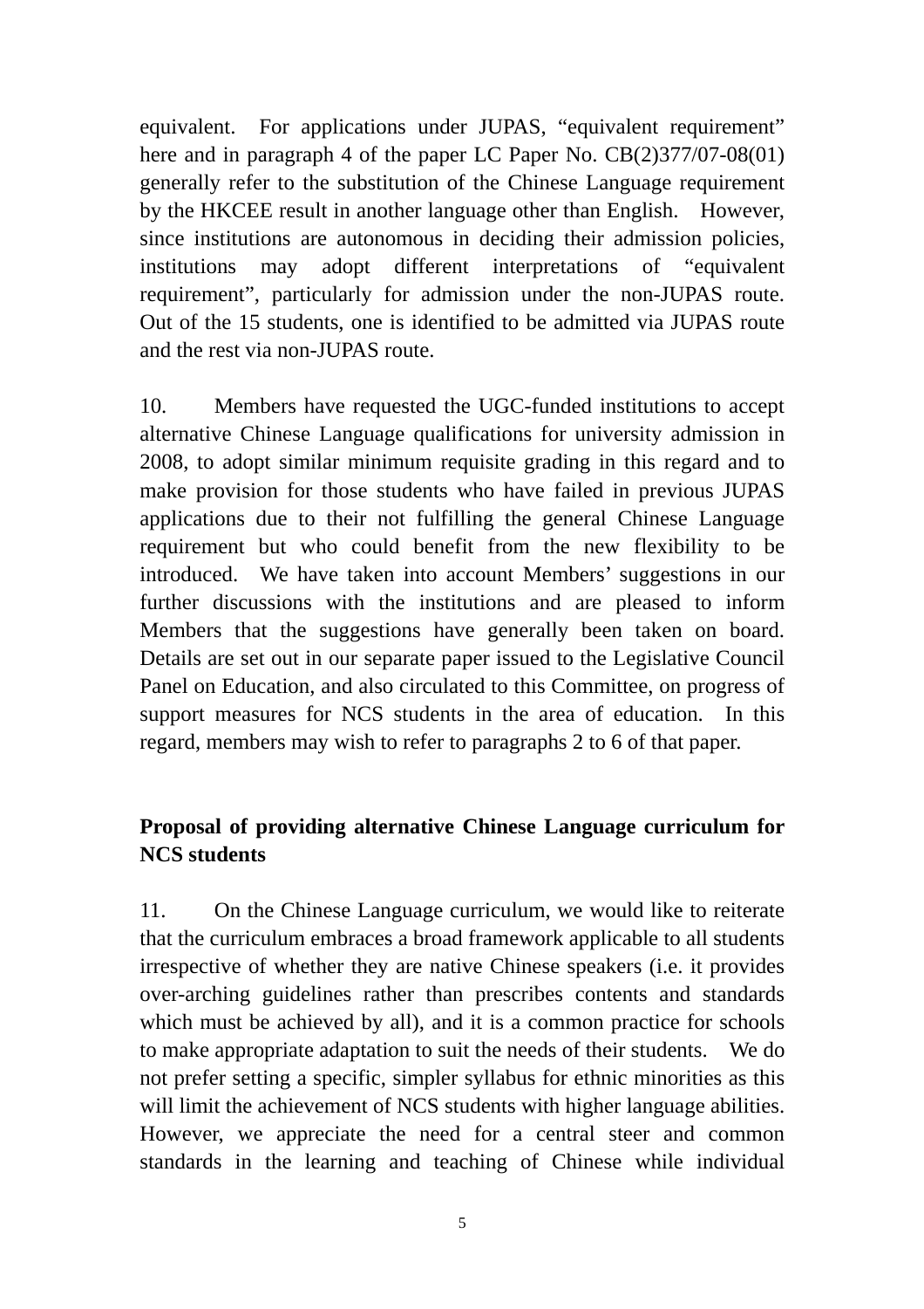equivalent. For applications under JUPAS, "equivalent requirement" here and in paragraph 4 of the paper LC Paper No. CB(2)377/07-08(01) generally refer to the substitution of the Chinese Language requirement by the HKCEE result in another language other than English. However, since institutions are autonomous in deciding their admission policies, institutions may adopt different interpretations of "equivalent requirement", particularly for admission under the non-JUPAS route. Out of the 15 students, one is identified to be admitted via JUPAS route and the rest via non-JUPAS route.

10. Members have requested the UGC-funded institutions to accept alternative Chinese Language qualifications for university admission in 2008, to adopt similar minimum requisite grading in this regard and to make provision for those students who have failed in previous JUPAS applications due to their not fulfilling the general Chinese Language requirement but who could benefit from the new flexibility to be introduced. We have taken into account Members' suggestions in our further discussions with the institutions and are pleased to inform Members that the suggestions have generally been taken on board. Details are set out in our separate paper issued to the Legislative Council Panel on Education, and also circulated to this Committee, on progress of support measures for NCS students in the area of education. In this regard, members may wish to refer to paragraphs 2 to 6 of that paper.

**Proposal of providing alternative Chinese Language curriculum for NCS students**

11. On the Chinese Language curriculum, we would like to reiterate that the curriculum embraces a broad framework applicable to all students irrespective of whether they are native Chinese speakers (i.e. it provides over-arching guidelines rather than prescribes contents and standards which must be achieved by all), and it is a common practice for schools to make appropriate adaptation to suit the needs of their students. We do not prefer setting a specific, simpler syllabus for ethnic minorities as this will limit the achievement of NCS students with higher language abilities. However, we appreciate the need for a central steer and common standards in the learning and teaching of Chinese while individual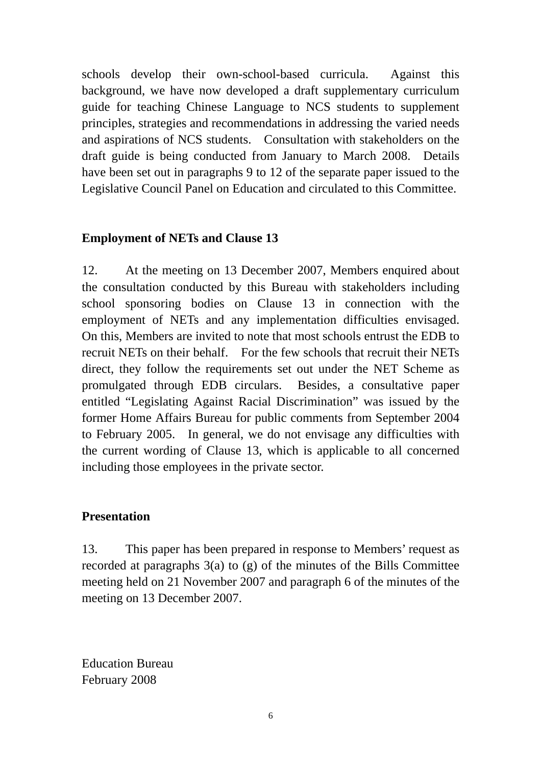schools develop their own-school-based curricula. Against this background, we have now developed a draft supplementary curriculum guide for teaching Chinese Language to NCS students to supplement principles, strategies and recommendations in addressing the varied needs and aspirations of NCS students. Consultation with stakeholders on the draft guide is being conducted from January to March 2008. Details have been set out in paragraphs 9 to 12 of the separate paper issued to the Legislative Council Panel on Education and circulated to this Committee.

**Employment of NETs and Clause 13**

12. At the meeting on 13 December 2007, Members enquired about the consultation conducted by this Bureau with stakeholders including school sponsoring bodies on Clause 13 in connection with the employment of NETs and any implementation difficulties envisaged. On this, Members are invited to note that most schools entrust the EDB to recruit NETs on their behalf. For the few schools that recruit their NETs direct, they follow the requirements set out under the NET Scheme as promulgated through EDB circulars. Besides, a consultative paper entitled "Legislating Against Racial Discrimination" was issued by the former Home Affairs Bureau for public comments from September 2004 to February 2005. In general, we do not envisage any difficulties with the current wording of Clause 13, which is applicable to all concerned including those employees in the private sector.

**Presentation**

13. This paper has been prepared in response to Members' request as recorded at paragraphs 3(a) to (g) of the minutes of the Bills Committee meeting held on 21 November 2007 and paragraph 6 of the minutes of the meeting on 13 December 2007.

Education Bureau
February 2008